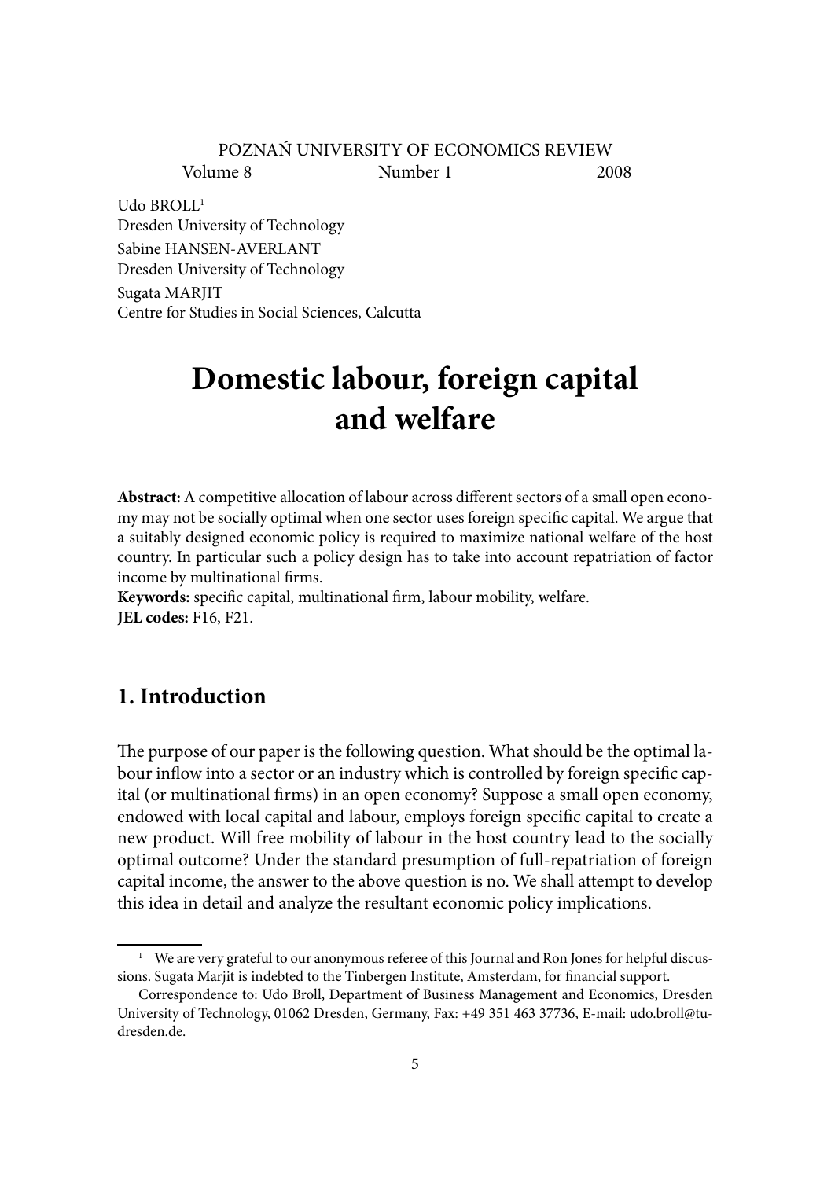Udo BROLL[1]
Dresden University of Technology
Sabine HANSEN-AVERLANT
Dresden University of Technology
Sugata MARJIT
Centre for Studies in Social Sciences, Calcutta

# Domestic labour, foreign capital and welfare

**Abstract:** A competitive allocation of labour across different sectors of a small open economy may not be socially optimal when one sector uses foreign specific capital. We argue that a suitably designed economic policy is required to maximize national welfare of the host country. In particular such a policy design has to take into account repatriation of factor income by multinational firms.
**Keywords:** specific capital, multinational firm, labour mobility, welfare.
**JEL codes:** F16, F21.

## 1. Introduction

The purpose of our paper is the following question. What should be the optimal labour inflow into a sector or an industry which is controlled by foreign specific capital (or multinational firms) in an open economy? Suppose a small open economy, endowed with local capital and labour, employs foreign specific capital to create a new product. Will free mobility of labour in the host country lead to the socially optimal outcome? Under the standard presumption of full-repatriation of foreign capital income, the answer to the above question is no. We shall attempt to develop this idea in detail and analyze the resultant economic policy implications.

[1] We are very grateful to our anonymous referee of this Journal and Ron Jones for helpful discussions. Sugata Marjit is indebted to the Tinbergen Institute, Amsterdam, for financial support.

Correspondence to: Udo Broll, Department of Business Management and Economics, Dresden University of Technology, 01062 Dresden, Germany, Fax: +49 351 463 37736, E-mail: udo.broll@tu-dresden.de.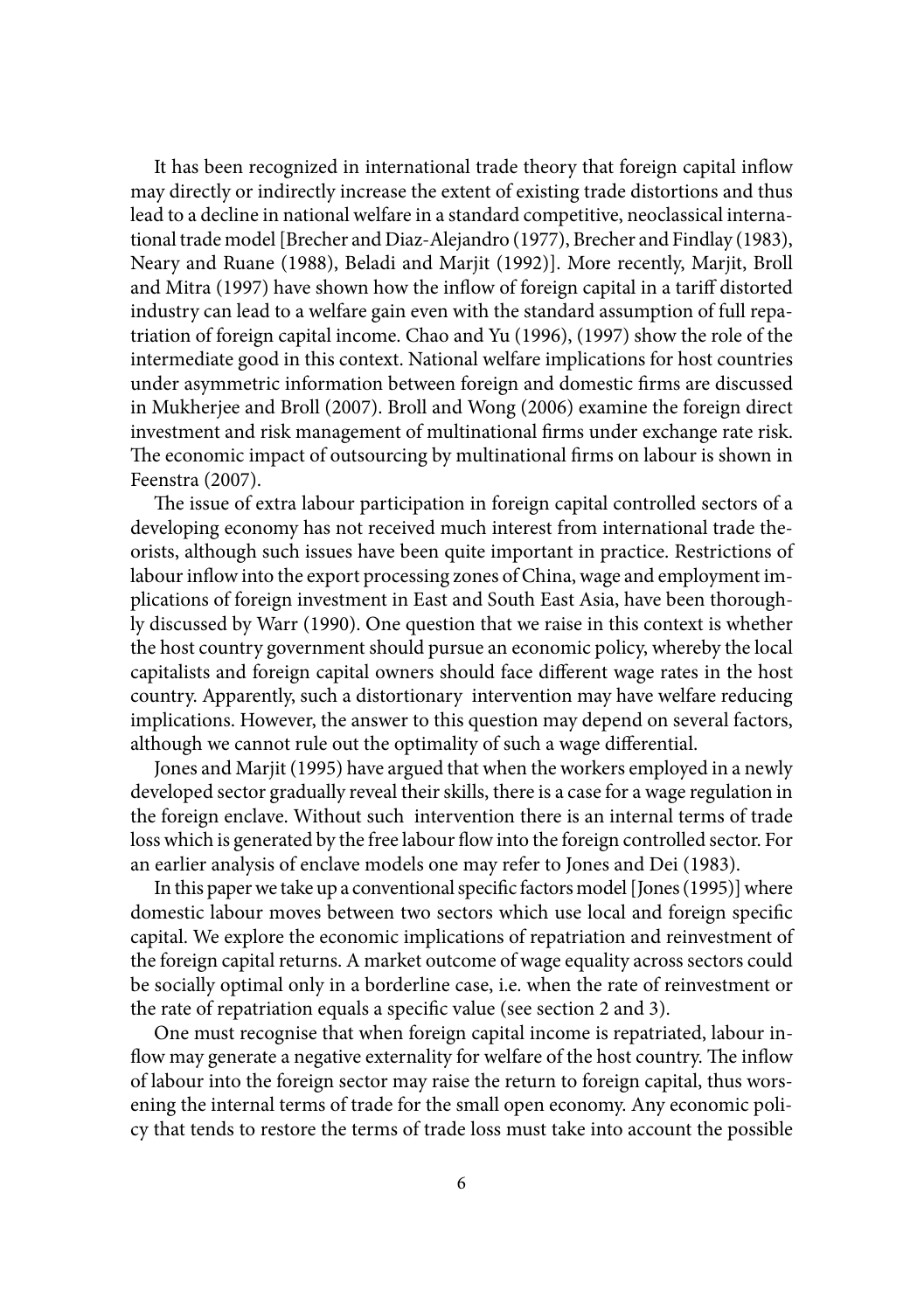It has been recognized in international trade theory that foreign capital inflow may directly or indirectly increase the extent of existing trade distortions and thus lead to a decline in national welfare in a standard competitive, neoclassical international trade model [Brecher and Diaz-Alejandro (1977), Brecher and Findlay (1983), Neary and Ruane (1988), Beladi and Marjit (1992)]. More recently, Marjit, Broll and Mitra (1997) have shown how the inflow of foreign capital in a tariff distorted industry can lead to a welfare gain even with the standard assumption of full repatriation of foreign capital income. Chao and Yu (1996), (1997) show the role of the intermediate good in this context. National welfare implications for host countries under asymmetric information between foreign and domestic firms are discussed in Mukherjee and Broll (2007). Broll and Wong (2006) examine the foreign direct investment and risk management of multinational firms under exchange rate risk. The economic impact of outsourcing by multinational firms on labour is shown in Feenstra (2007).

The issue of extra labour participation in foreign capital controlled sectors of a developing economy has not received much interest from international trade theorists, although such issues have been quite important in practice. Restrictions of labour inflow into the export processing zones of China, wage and employment implications of foreign investment in East and South East Asia, have been thoroughly discussed by Warr (1990). One question that we raise in this context is whether the host country government should pursue an economic policy, whereby the local capitalists and foreign capital owners should face different wage rates in the host country. Apparently, such a distortionary intervention may have welfare reducing implications. However, the answer to this question may depend on several factors, although we cannot rule out the optimality of such a wage differential.

Jones and Marjit (1995) have argued that when the workers employed in a newly developed sector gradually reveal their skills, there is a case for a wage regulation in the foreign enclave. Without such intervention there is an internal terms of trade loss which is generated by the free labour flow into the foreign controlled sector. For an earlier analysis of enclave models one may refer to Jones and Dei (1983).

In this paper we take up a conventional specific factors model [Jones (1995)] where domestic labour moves between two sectors which use local and foreign specific capital. We explore the economic implications of repatriation and reinvestment of the foreign capital returns. A market outcome of wage equality across sectors could be socially optimal only in a borderline case, i.e. when the rate of reinvestment or the rate of repatriation equals a specific value (see section 2 and 3).

One must recognise that when foreign capital income is repatriated, labour inflow may generate a negative externality for welfare of the host country. The inflow of labour into the foreign sector may raise the return to foreign capital, thus worsening the internal terms of trade for the small open economy. Any economic policy that tends to restore the terms of trade loss must take into account the possible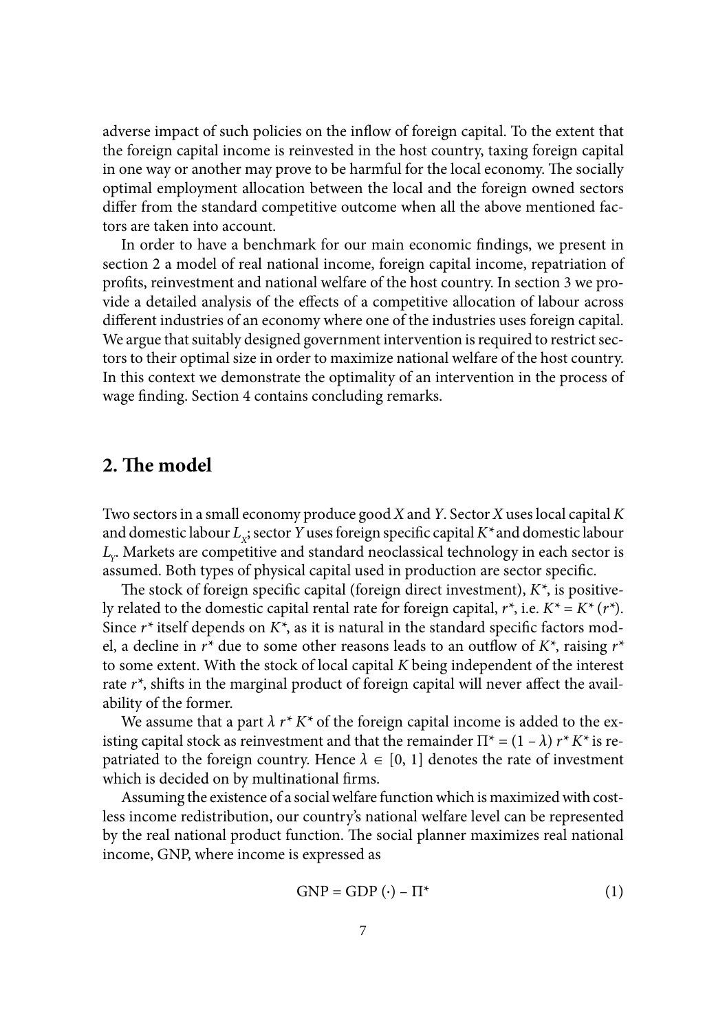adverse impact of such policies on the inflow of foreign capital. To the extent that the foreign capital income is reinvested in the host country, taxing foreign capital in one way or another may prove to be harmful for the local economy. The socially optimal employment allocation between the local and the foreign owned sectors differ from the standard competitive outcome when all the above mentioned factors are taken into account.

In order to have a benchmark for our main economic findings, we present in section 2 a model of real national income, foreign capital income, repatriation of profits, reinvestment and national welfare of the host country. In section 3 we provide a detailed analysis of the effects of a competitive allocation of labour across different industries of an economy where one of the industries uses foreign capital. We argue that suitably designed government intervention is required to restrict sectors to their optimal size in order to maximize national welfare of the host country. In this context we demonstrate the optimality of an intervention in the process of wage finding. Section 4 contains concluding remarks.

## 2. The model

Two sectors in a small economy produce good $X$ and $Y$. Sector $X$ uses local capital $K$ and domestic labour $L_X$; sector $Y$ uses foreign specific capital $K^*$ and domestic labour $L_Y$. Markets are competitive and standard neoclassical technology in each sector is assumed. Both types of physical capital used in production are sector specific.

The stock of foreign specific capital (foreign direct investment), $K^*$, is positively related to the domestic capital rental rate for foreign capital, $r^*$, i.e. $K^* = K^*(r^*)$. Since $r^*$ itself depends on $K^*$, as it is natural in the standard specific factors model, a decline in $r^*$ due to some other reasons leads to an outflow of $K^*$, raising $r^*$ to some extent. With the stock of local capital $K$ being independent of the interest rate $r^*$, shifts in the marginal product of foreign capital will never affect the availability of the former.

We assume that a part $\lambda\, r^* K^*$ of the foreign capital income is added to the existing capital stock as reinvestment and that the remainder $\Pi^* = (1 - \lambda)\, r^* K^*$ is repatriated to the foreign country. Hence $\lambda \in [0, 1]$ denotes the rate of investment which is decided on by multinational firms.

Assuming the existence of a social welfare function which is maximized with costless income redistribution, our country's national welfare level can be represented by the real national product function. The social planner maximizes real national income, GNP, where income is expressed as

$$\text{GNP} = \text{GDP}\,(\cdot) - \Pi^* \tag{1}$$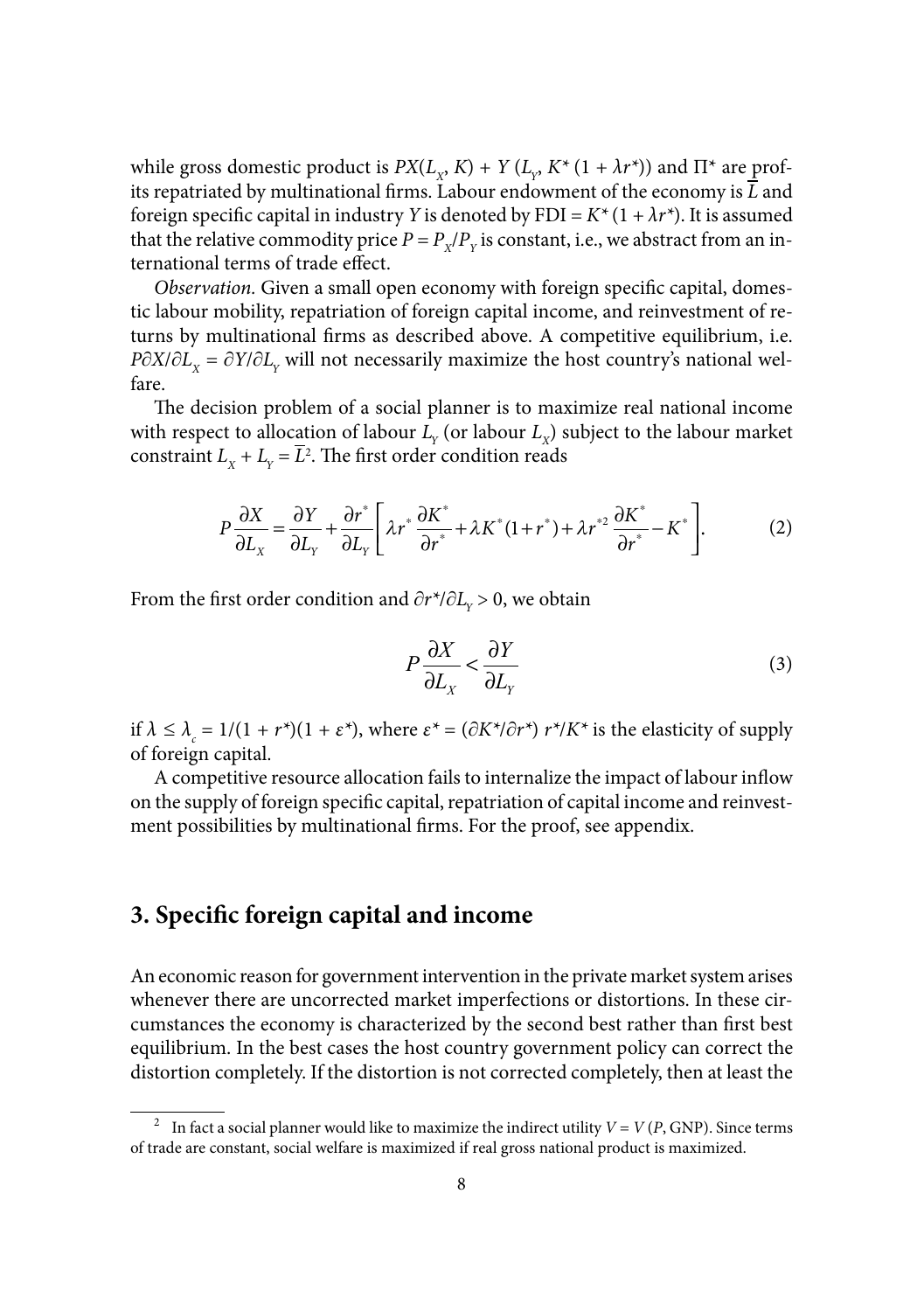while gross domestic product is $PX(L_X, K) + Y(L_Y, K^*(1 + \lambda r^*))$ and $\Pi^*$ are profits repatriated by multinational firms. Labour endowment of the economy is $\bar{L}$ and foreign specific capital in industry $Y$ is denoted by $\text{FDI} = K^*(1 + \lambda r^*)$. It is assumed that the relative commodity price $P = P_X/P_Y$ is constant, i.e., we abstract from an international terms of trade effect.

*Observation.* Given a small open economy with foreign specific capital, domestic labour mobility, repatriation of foreign capital income, and reinvestment of returns by multinational firms as described above. A competitive equilibrium, i.e. $P\partial X/\partial L_X = \partial Y/\partial L_Y$ will not necessarily maximize the host country's national welfare.

The decision problem of a social planner is to maximize real national income with respect to allocation of labour $L_Y$ (or labour $L_X$) subject to the labour market constraint $L_X + L_Y = \bar{L}$[2]. The first order condition reads

$$P\frac{\partial X}{\partial L_X} = \frac{\partial Y}{\partial L_Y} + \frac{\partial r^*}{\partial L_Y}\left[\lambda r^* \frac{\partial K^*}{\partial r^*} + \lambda K^*(1 + r^*) + \lambda r^{*2}\frac{\partial K^*}{\partial r^*} - K^*\right]. \tag{2}$$

From the first order condition and $\partial r^*/\partial L_Y > 0$, we obtain

$$P\frac{\partial X}{\partial L_X} < \frac{\partial Y}{\partial L_Y} \tag{3}$$

if $\lambda \le \lambda_c = 1/(1 + r^*)(1 + \varepsilon^*)$, where $\varepsilon^* = (\partial K^*/\partial r^*)\, r^*/K^*$ is the elasticity of supply of foreign capital.

A competitive resource allocation fails to internalize the impact of labour inflow on the supply of foreign specific capital, repatriation of capital income and reinvestment possibilities by multinational firms. For the proof, see appendix.

## 3. Specific foreign capital and income

An economic reason for government intervention in the private market system arises whenever there are uncorrected market imperfections or distortions. In these circumstances the economy is characterized by the second best rather than first best equilibrium. In the best cases the host country government policy can correct the distortion completely. If the distortion is not corrected completely, then at least the

---

[2] In fact a social planner would like to maximize the indirect utility $V = V(P, \text{GNP})$. Since terms of trade are constant, social welfare is maximized if real gross national product is maximized.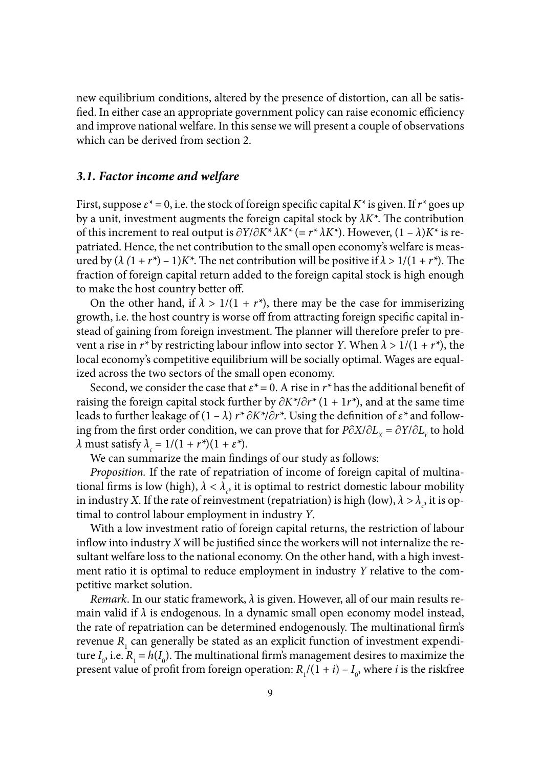new equilibrium conditions, altered by the presence of distortion, can all be satisfied. In either case an appropriate government policy can raise economic efficiency and improve national welfare. In this sense we will present a couple of observations which can be derived from section 2.

### *3.1. Factor income and welfare*

First, suppose $\varepsilon^* = 0$, i.e. the stock of foreign specific capital $K^*$ is given. If $r^*$ goes up by a unit, investment augments the foreign capital stock by $\lambda K^*$. The contribution of this increment to real output is $\partial Y/\partial K^* \lambda K^*$ ($= r^* \lambda K^*$). However, $(1 - \lambda)K^*$ is repatriated. Hence, the net contribution to the small open economy's welfare is measured by $(\lambda (1 + r^*) - 1)K^*$. The net contribution will be positive if $\lambda > 1/(1 + r^*)$. The fraction of foreign capital return added to the foreign capital stock is high enough to make the host country better off.

On the other hand, if $\lambda > 1/(1 + r^*)$, there may be the case for immiserizing growth, i.e. the host country is worse off from attracting foreign specific capital instead of gaining from foreign investment. The planner will therefore prefer to prevent a rise in $r^*$ by restricting labour inflow into sector $Y$. When $\lambda > 1/(1 + r^*)$, the local economy's competitive equilibrium will be socially optimal. Wages are equalized across the two sectors of the small open economy.

Second, we consider the case that $\varepsilon^* = 0$. A rise in $r^*$ has the additional benefit of raising the foreign capital stock further by $\partial K^*/\partial r^* (1 + 1r^*)$, and at the same time leads to further leakage of $(1 - \lambda)\, r^* \partial K^*/\partial r^*$. Using the definition of $\varepsilon^*$ and following from the first order condition, we can prove that for $P\partial X/\partial L_X = \partial Y/\partial L_Y$ to hold $\lambda$ must satisfy $\lambda_c = 1/(1 + r^*)(1 + \varepsilon^*)$.

We can summarize the main findings of our study as follows:

*Proposition.* If the rate of repatriation of income of foreign capital of multinational firms is low (high), $\lambda < \lambda_c$, it is optimal to restrict domestic labour mobility in industry $X$. If the rate of reinvestment (repatriation) is high (low), $\lambda > \lambda_c$, it is optimal to control labour employment in industry $Y$.

With a low investment ratio of foreign capital returns, the restriction of labour inflow into industry $X$ will be justified since the workers will not internalize the resultant welfare loss to the national economy. On the other hand, with a high investment ratio it is optimal to reduce employment in industry $Y$ relative to the competitive market solution.

*Remark*. In our static framework, $\lambda$ is given. However, all of our main results remain valid if $\lambda$ is endogenous. In a dynamic small open economy model instead, the rate of repatriation can be determined endogenously. The multinational firm's revenue $R_1$ can generally be stated as an explicit function of investment expenditure $I_0$, i.e. $R_1 = h(I_0)$. The multinational firm's management desires to maximize the present value of profit from foreign operation: $R_1/(1 + i) - I_0$, where $i$ is the riskfree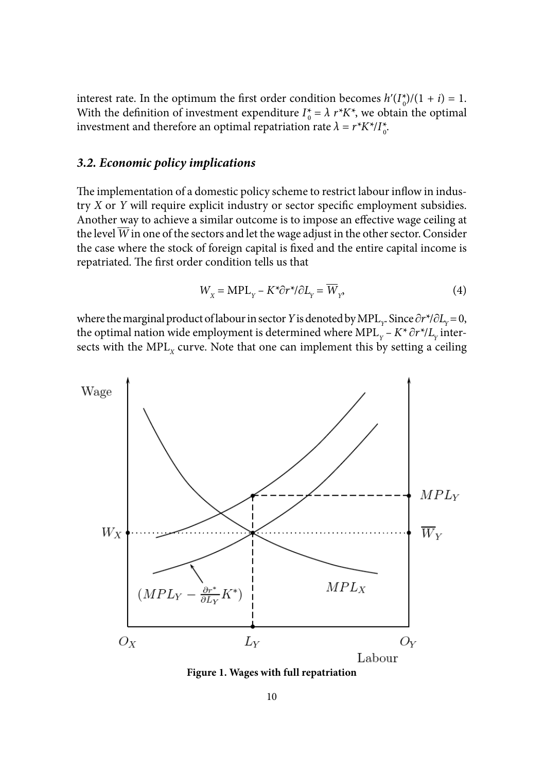interest rate. In the optimum the first order condition becomes $h'(I_0^*)/(1 + i) = 1$. With the definition of investment expenditure $I_0^* = \lambda\, r^* K^*$, we obtain the optimal investment and therefore an optimal repatriation rate $\lambda = r^* K^* / I_0^*$.

### *3.2. Economic policy implications*

The implementation of a domestic policy scheme to restrict labour inflow in industry *X* or *Y* will require explicit industry or sector specific employment subsidies. Another way to achieve a similar outcome is to impose an effective wage ceiling at the level $\overline{W}$ in one of the sectors and let the wage adjust in the other sector. Consider the case where the stock of foreign capital is fixed and the entire capital income is repatriated. The first order condition tells us that

$$W_X = \text{MPL}_Y - K^* \partial r^* / \partial L_Y = \overline{W}_Y, \tag{4}$$

where the marginal product of labour in sector *Y* is denoted by $\text{MPL}_Y$. Since $\partial r^*/\partial L_Y = 0$, the optimal nation wide employment is determined where $\text{MPL}_Y - K^* \partial r^*/L_Y$ intersects with the $\text{MPL}_X$ curve. Note that one can implement this by setting a ceiling

**Figure 1. Wages with full repatriation**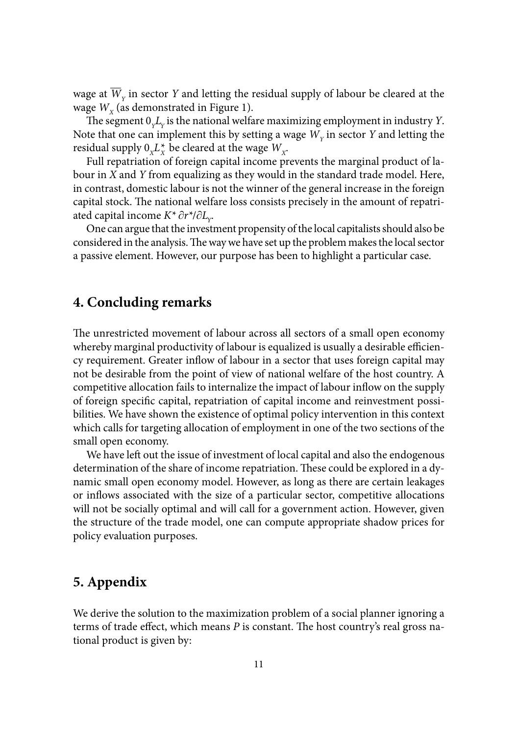wage at $\overline{W}_Y$ in sector $Y$ and letting the residual supply of labour be cleared at the wage $W_X$ (as demonstrated in Figure 1).

The segment $0_Y L_Y$ is the national welfare maximizing employment in industry $Y$. Note that one can implement this by setting a wage $W_Y$ in sector $Y$ and letting the residual supply $0_X L_X^*$ be cleared at the wage $W_X$.

Full repatriation of foreign capital income prevents the marginal product of labour in $X$ and $Y$ from equalizing as they would in the standard trade model. Here, in contrast, domestic labour is not the winner of the general increase in the foreign capital stock. The national welfare loss consists precisely in the amount of repatriated capital income $K^* \partial r^* / \partial L_Y$.

One can argue that the investment propensity of the local capitalists should also be considered in the analysis. The way we have set up the problem makes the local sector a passive element. However, our purpose has been to highlight a particular case.

## 4. Concluding remarks

The unrestricted movement of labour across all sectors of a small open economy whereby marginal productivity of labour is equalized is usually a desirable efficiency requirement. Greater inflow of labour in a sector that uses foreign capital may not be desirable from the point of view of national welfare of the host country. A competitive allocation fails to internalize the impact of labour inflow on the supply of foreign specific capital, repatriation of capital income and reinvestment possibilities. We have shown the existence of optimal policy intervention in this context which calls for targeting allocation of employment in one of the two sections of the small open economy.

We have left out the issue of investment of local capital and also the endogenous determination of the share of income repatriation. These could be explored in a dynamic small open economy model. However, as long as there are certain leakages or inflows associated with the size of a particular sector, competitive allocations will not be socially optimal and will call for a government action. However, given the structure of the trade model, one can compute appropriate shadow prices for policy evaluation purposes.

## 5. Appendix

We derive the solution to the maximization problem of a social planner ignoring a terms of trade effect, which means $P$ is constant. The host country's real gross national product is given by: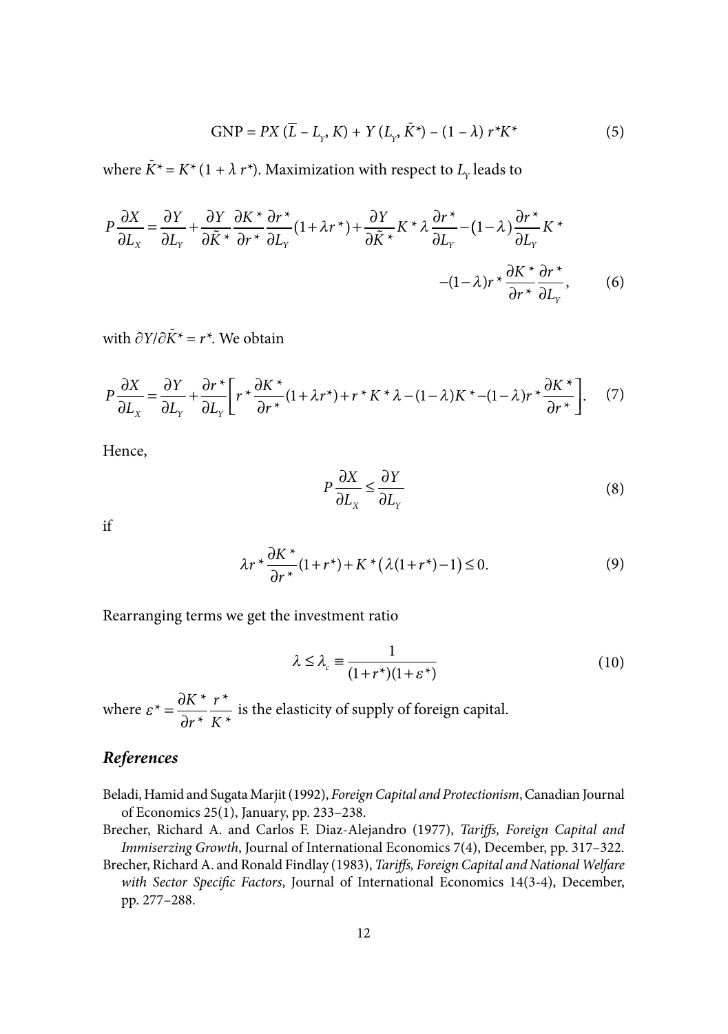$$\text{GNP} = PX\,(\overline{L} - L_Y, K) + Y\,(L_Y, \tilde{K}^*) - (1 - \lambda)\, r^* K^* \tag{5}$$

where $\tilde{K}^* = K^* (1 + \lambda\, r^*)$. Maximization with respect to $L_Y$ leads to

$$P\frac{\partial X}{\partial L_X} = \frac{\partial Y}{\partial L_Y} + \frac{\partial Y}{\partial \tilde{K}^*}\frac{\partial K^*}{\partial r^*}\frac{\partial r^*}{\partial L_Y}(1+\lambda r^*) + \frac{\partial Y}{\partial \tilde{K}^*}K^*\lambda\frac{\partial r^*}{\partial L_Y} - (1-\lambda)\frac{\partial r^*}{\partial L_Y}K^*$$
$$-(1-\lambda)r^*\frac{\partial K^*}{\partial r^*}\frac{\partial r^*}{\partial L_Y}, \tag{6}$$

with $\partial Y / \partial \tilde{K}^* = r^*$. We obtain

$$P\frac{\partial X}{\partial L_X} = \frac{\partial Y}{\partial L_Y} + \frac{\partial r^*}{\partial L_Y}\left[r^*\frac{\partial K^*}{\partial r^*}(1+\lambda r^*) + r^* K^* \lambda - (1-\lambda)K^* - (1-\lambda)r^*\frac{\partial K^*}{\partial r^*}\right]. \tag{7}$$

Hence,

$$P\frac{\partial X}{\partial L_X} \leq \frac{\partial Y}{\partial L_Y} \tag{8}$$

if

$$\lambda r^*\frac{\partial K^*}{\partial r^*}(1+r^*) + K^*\left(\lambda(1+r^*) - 1\right) \leq 0. \tag{9}$$

Rearranging terms we get the investment ratio

$$\lambda \leq \lambda_c \equiv \frac{1}{(1+r^*)(1+\varepsilon^*)} \tag{10}$$

where $\varepsilon^* = \dfrac{\partial K^*}{\partial r^*}\dfrac{r^*}{K^*}$ is the elasticity of supply of foreign capital.

## *References*

Beladi, Hamid and Sugata Marjit (1992), *Foreign Capital and Protectionism*, Canadian Journal of Economics 25(1), January, pp. 233–238.

Brecher, Richard A. and Carlos F. Diaz-Alejandro (1977), *Tariffs, Foreign Capital and Immiserzing Growth*, Journal of International Economics 7(4), December, pp. 317–322.

Brecher, Richard A. and Ronald Findlay (1983), *Tariffs, Foreign Capital and National Welfare with Sector Specific Factors*, Journal of International Economics 14(3-4), December, pp. 277–288.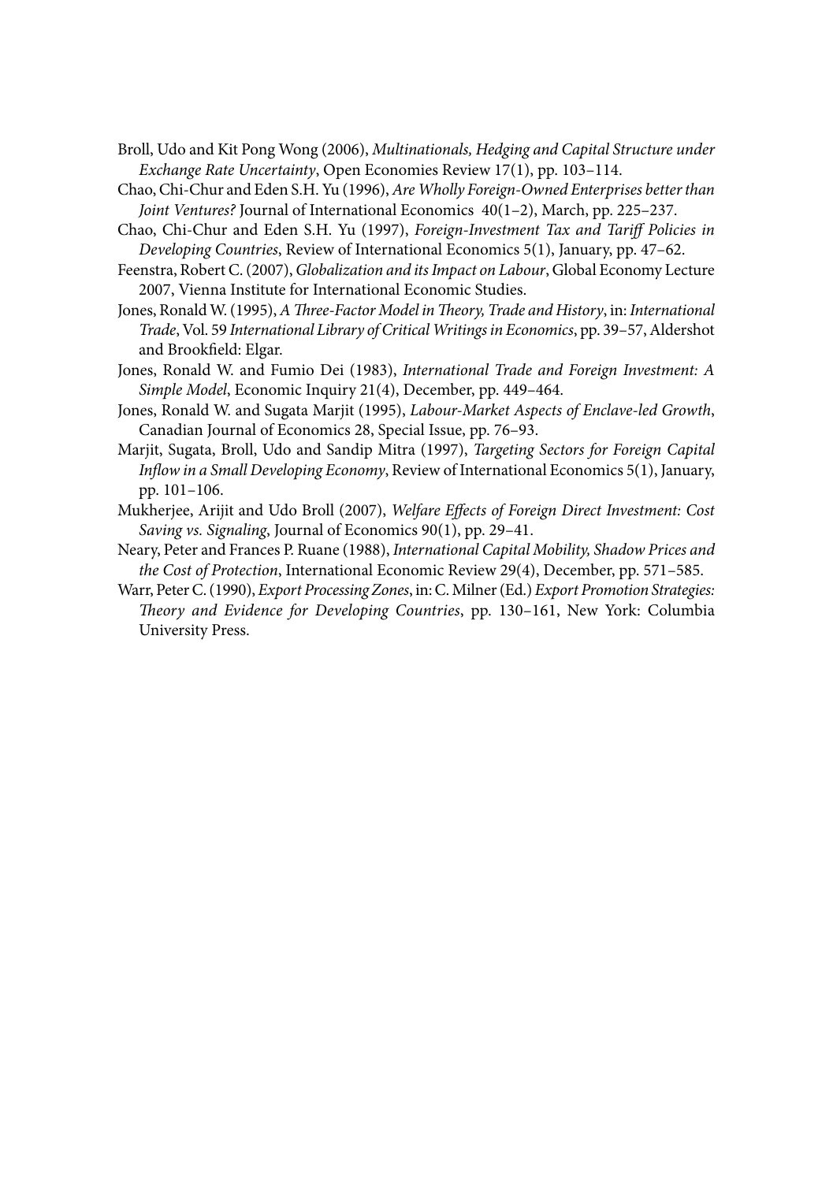Broll, Udo and Kit Pong Wong (2006), *Multinationals, Hedging and Capital Structure under Exchange Rate Uncertainty*, Open Economies Review 17(1), pp. 103–114.

Chao, Chi-Chur and Eden S.H. Yu (1996), *Are Wholly Foreign-Owned Enterprises better than Joint Ventures?* Journal of International Economics 40(1–2), March, pp. 225–237.

Chao, Chi-Chur and Eden S.H. Yu (1997), *Foreign-Investment Tax and Tariff Policies in Developing Countries*, Review of International Economics 5(1), January, pp. 47–62.

Feenstra, Robert C. (2007), *Globalization and its Impact on Labour*, Global Economy Lecture 2007, Vienna Institute for International Economic Studies.

Jones, Ronald W. (1995), *A Three-Factor Model in Theory, Trade and History*, in: *International Trade*, Vol. 59 *International Library of Critical Writings in Economics*, pp. 39–57, Aldershot and Brookfield: Elgar.

Jones, Ronald W. and Fumio Dei (1983), *International Trade and Foreign Investment: A Simple Model*, Economic Inquiry 21(4), December, pp. 449–464.

Jones, Ronald W. and Sugata Marjit (1995), *Labour-Market Aspects of Enclave-led Growth*, Canadian Journal of Economics 28, Special Issue, pp. 76–93.

Marjit, Sugata, Broll, Udo and Sandip Mitra (1997), *Targeting Sectors for Foreign Capital Inflow in a Small Developing Economy*, Review of International Economics 5(1), January, pp. 101–106.

Mukherjee, Arijit and Udo Broll (2007), *Welfare Effects of Foreign Direct Investment: Cost Saving vs. Signaling*, Journal of Economics 90(1), pp. 29–41.

Neary, Peter and Frances P. Ruane (1988), *International Capital Mobility, Shadow Prices and the Cost of Protection*, International Economic Review 29(4), December, pp. 571–585.

Warr, Peter C. (1990), *Export Processing Zones*, in: C. Milner (Ed.) *Export Promotion Strategies: Theory and Evidence for Developing Countries*, pp. 130–161, New York: Columbia University Press.